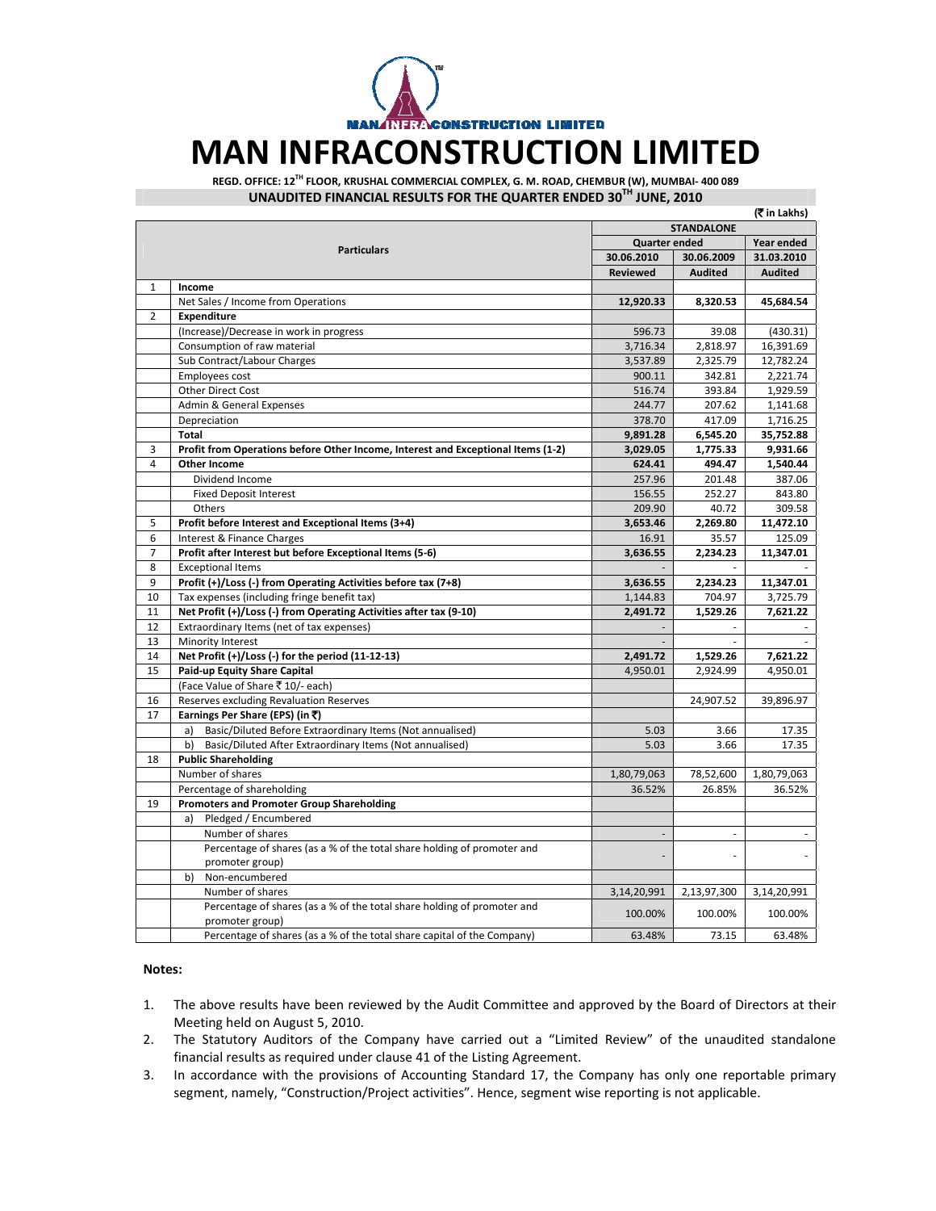# MAN INFRACONSTRUCTION LIMITED

**REGD. OFFICE: 12TH FLOOR, KRUSHAL COMMERCIAL COMPLEX, G. M. ROAD, CHEMBUR (W), MUMBAI- 400 089**

**UNAUDITED FINANCIAL RESULTS FOR THE QUARTER ENDED 30TH JUNE, 2010**

(₹ in Lakhs)

| | Particulars | STANDALONE | | |
|---|---|---|---|---|
| | | Quarter ended | | Year ended |
| | | 30.06.2010 | 30.06.2009 | 31.03.2010 |
| | | Reviewed | Audited | Audited |
| 1 | **Income** | | | |
| | Net Sales / Income from Operations | **12,920.33** | **8,320.53** | **45,684.54** |
| 2 | **Expenditure** | | | |
| | (Increase)/Decrease in work in progress | 596.73 | 39.08 | (430.31) |
| | Consumption of raw material | 3,716.34 | 2,818.97 | 16,391.69 |
| | Sub Contract/Labour Charges | 3,537.89 | 2,325.79 | 12,782.24 |
| | Employees cost | 900.11 | 342.81 | 2,221.74 |
| | Other Direct Cost | 516.74 | 393.84 | 1,929.59 |
| | Admin & General Expenses | 244.77 | 207.62 | 1,141.68 |
| | Depreciation | 378.70 | 417.09 | 1,716.25 |
| | **Total** | **9,891.28** | **6,545.20** | **35,752.88** |
| 3 | **Profit from Operations before Other Income, Interest and Exceptional Items (1-2)** | **3,029.05** | **1,775.33** | **9,931.66** |
| 4 | **Other Income** | **624.41** | **494.47** | **1,540.44** |
| | Dividend Income | 257.96 | 201.48 | 387.06 |
| | Fixed Deposit Interest | 156.55 | 252.27 | 843.80 |
| | Others | 209.90 | 40.72 | 309.58 |
| 5 | **Profit before Interest and Exceptional Items (3+4)** | **3,653.46** | **2,269.80** | **11,472.10** |
| 6 | Interest & Finance Charges | 16.91 | 35.57 | 125.09 |
| 7 | **Profit after Interest but before Exceptional Items (5-6)** | **3,636.55** | **2,234.23** | **11,347.01** |
| 8 | Exceptional Items | - | - | - |
| 9 | **Profit (+)/Loss (-) from Operating Activities before tax (7+8)** | **3,636.55** | **2,234.23** | **11,347.01** |
| 10 | Tax expenses (including fringe benefit tax) | 1,144.83 | 704.97 | 3,725.79 |
| 11 | **Net Profit (+)/Loss (-) from Operating Activities after tax (9-10)** | **2,491.72** | **1,529.26** | **7,621.22** |
| 12 | Extraordinary Items (net of tax expenses) | - | - | - |
| 13 | Minority Interest | - | - | - |
| 14 | **Net Profit (+)/Loss (-) for the period (11-12-13)** | **2,491.72** | **1,529.26** | **7,621.22** |
| 15 | **Paid-up Equity Share Capital** | 4,950.01 | 2,924.99 | 4,950.01 |
| | (Face Value of Share ₹ 10/- each) | | | |
| 16 | Reserves excluding Revaluation Reserves | | 24,907.52 | 39,896.97 |
| 17 | **Earnings Per Share (EPS) (in ₹)** | | | |
| | a) Basic/Diluted Before Extraordinary Items (Not annualised) | 5.03 | 3.66 | 17.35 |
| | b) Basic/Diluted After Extraordinary Items (Not annualised) | 5.03 | 3.66 | 17.35 |
| 18 | **Public Shareholding** | | | |
| | Number of shares | 1,80,79,063 | 78,52,600 | 1,80,79,063 |
| | Percentage of shareholding | 36.52% | 26.85% | 36.52% |
| 19 | **Promoters and Promoter Group Shareholding** | | | |
| | a) Pledged / Encumbered | | | |
| | Number of shares | - | - | - |
| | Percentage of shares (as a % of the total share holding of promoter and promoter group) | - | - | - |
| | b) Non-encumbered | | | |
| | Number of shares | 3,14,20,991 | 2,13,97,300 | 3,14,20,991 |
| | Percentage of shares (as a % of the total share holding of promoter and promoter group) | 100.00% | 100.00% | 100.00% |
| | Percentage of shares (as a % of the total share capital of the Company) | 63.48% | 73.15 | 63.48% |

**Notes:**

1. The above results have been reviewed by the Audit Committee and approved by the Board of Directors at their Meeting held on August 5, 2010.
2. The Statutory Auditors of the Company have carried out a "Limited Review" of the unaudited standalone financial results as required under clause 41 of the Listing Agreement.
3. In accordance with the provisions of Accounting Standard 17, the Company has only one reportable primary segment, namely, "Construction/Project activities". Hence, segment wise reporting is not applicable.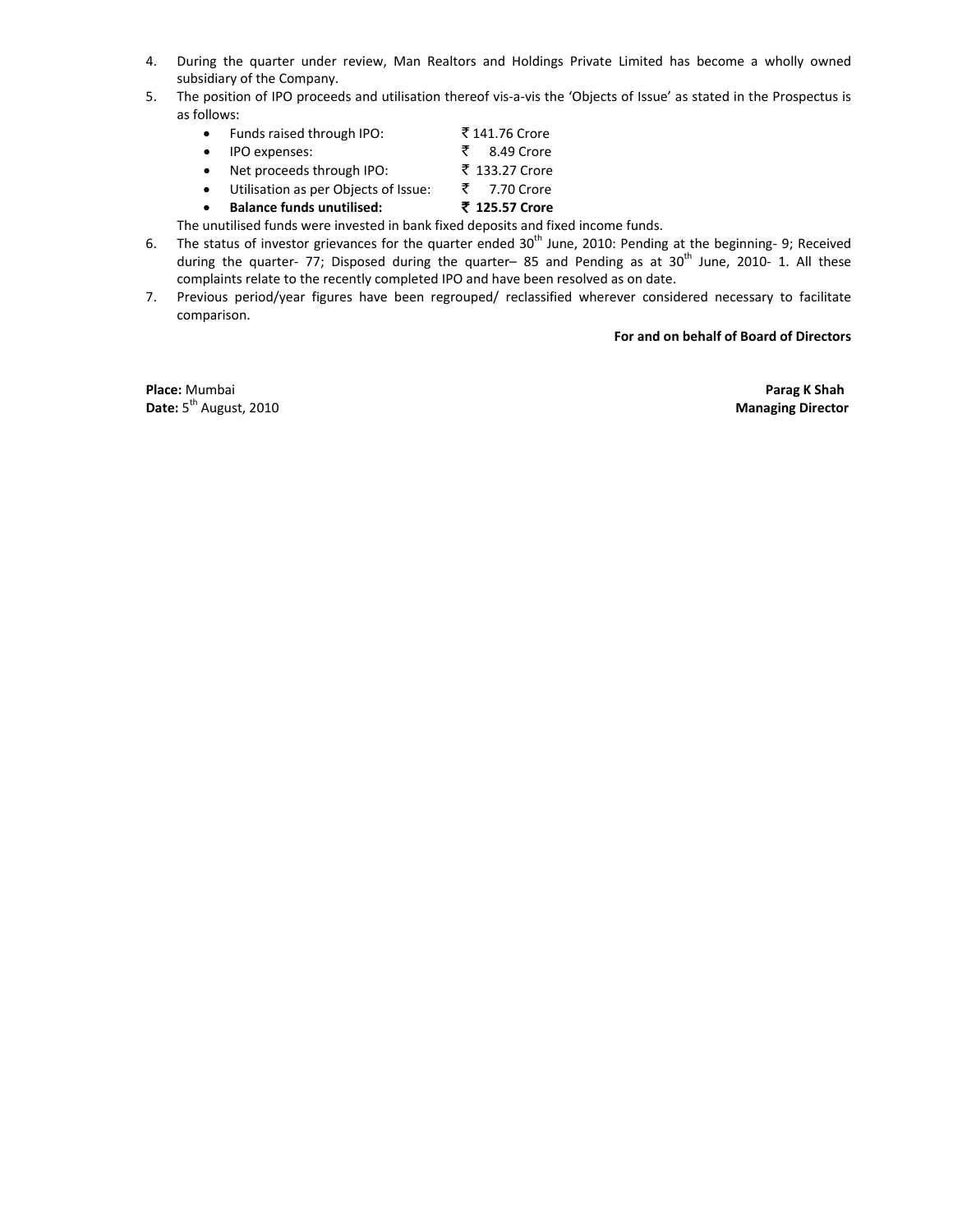4. During the quarter under review, Man Realtors and Holdings Private Limited has become a wholly owned subsidiary of the Company.
5. The position of IPO proceeds and utilisation thereof vis-a-vis the 'Objects of Issue' as stated in the Prospectus is as follows:
   - Funds raised through IPO: ₹ 141.76 Crore
   - IPO expenses: ₹ 8.49 Crore
   - Net proceeds through IPO: ₹ 133.27 Crore
   - Utilisation as per Objects of Issue: ₹ 7.70 Crore
   - **Balance funds unutilised: ₹ 125.57 Crore**

   The unutilised funds were invested in bank fixed deposits and fixed income funds.
6. The status of investor grievances for the quarter ended 30th June, 2010: Pending at the beginning- 9; Received during the quarter- 77; Disposed during the quarter– 85 and Pending as at 30th June, 2010- 1. All these complaints relate to the recently completed IPO and have been resolved as on date.
7. Previous period/year figures have been regrouped/ reclassified wherever considered necessary to facilitate comparison.

**For and on behalf of Board of Directors**

**Place:** Mumbai
**Date:** 5th August, 2010

**Parag K Shah**
**Managing Director**